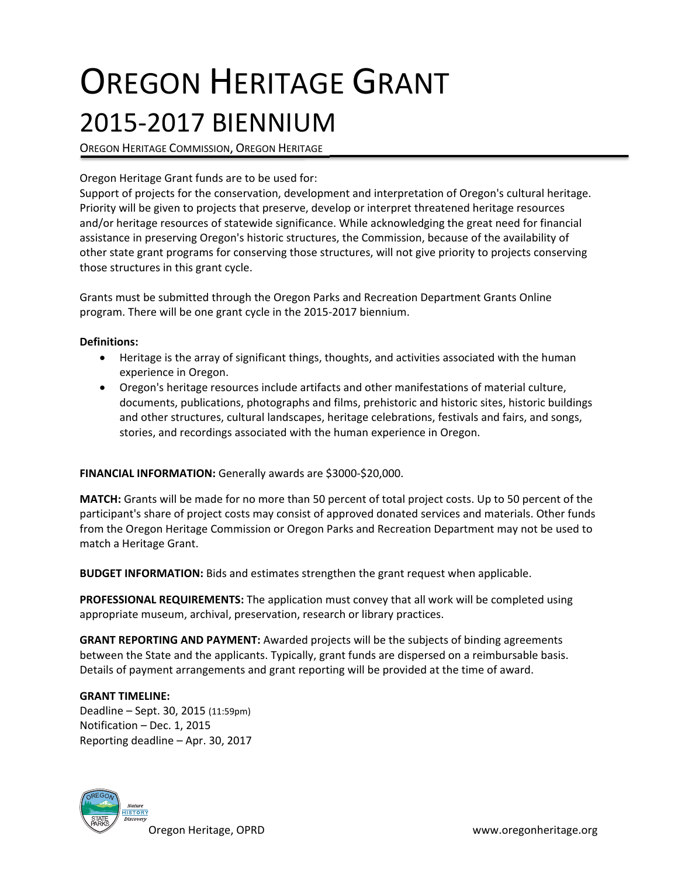# OREGON HERITAGE GRANT

## 2015-2017 BIENNIUM

OREGON HERITAGE COMMISSION, OREGON HERITAGE

Oregon Heritage Grant funds are to be used for:
Support of projects for the conservation, development and interpretation of Oregon's cultural heritage. Priority will be given to projects that preserve, develop or interpret threatened heritage resources and/or heritage resources of statewide significance. While acknowledging the great need for financial assistance in preserving Oregon's historic structures, the Commission, because of the availability of other state grant programs for conserving those structures, will not give priority to projects conserving those structures in this grant cycle.

Grants must be submitted through the Oregon Parks and Recreation Department Grants Online program. There will be one grant cycle in the 2015-2017 biennium.

**Definitions:**

- Heritage is the array of significant things, thoughts, and activities associated with the human experience in Oregon.
- Oregon's heritage resources include artifacts and other manifestations of material culture, documents, publications, photographs and films, prehistoric and historic sites, historic buildings and other structures, cultural landscapes, heritage celebrations, festivals and fairs, and songs, stories, and recordings associated with the human experience in Oregon.

**FINANCIAL INFORMATION:** Generally awards are $3000-$20,000.

**MATCH:** Grants will be made for no more than 50 percent of total project costs. Up to 50 percent of the participant's share of project costs may consist of approved donated services and materials. Other funds from the Oregon Heritage Commission or Oregon Parks and Recreation Department may not be used to match a Heritage Grant.

**BUDGET INFORMATION:** Bids and estimates strengthen the grant request when applicable.

**PROFESSIONAL REQUIREMENTS:** The application must convey that all work will be completed using appropriate museum, archival, preservation, research or library practices.

**GRANT REPORTING AND PAYMENT:** Awarded projects will be the subjects of binding agreements between the State and the applicants. Typically, grant funds are dispersed on a reimbursable basis. Details of payment arrangements and grant reporting will be provided at the time of award.

**GRANT TIMELINE:**
Deadline – Sept. 30, 2015 (11:59pm)
Notification – Dec. 1, 2015
Reporting deadline – Apr. 30, 2017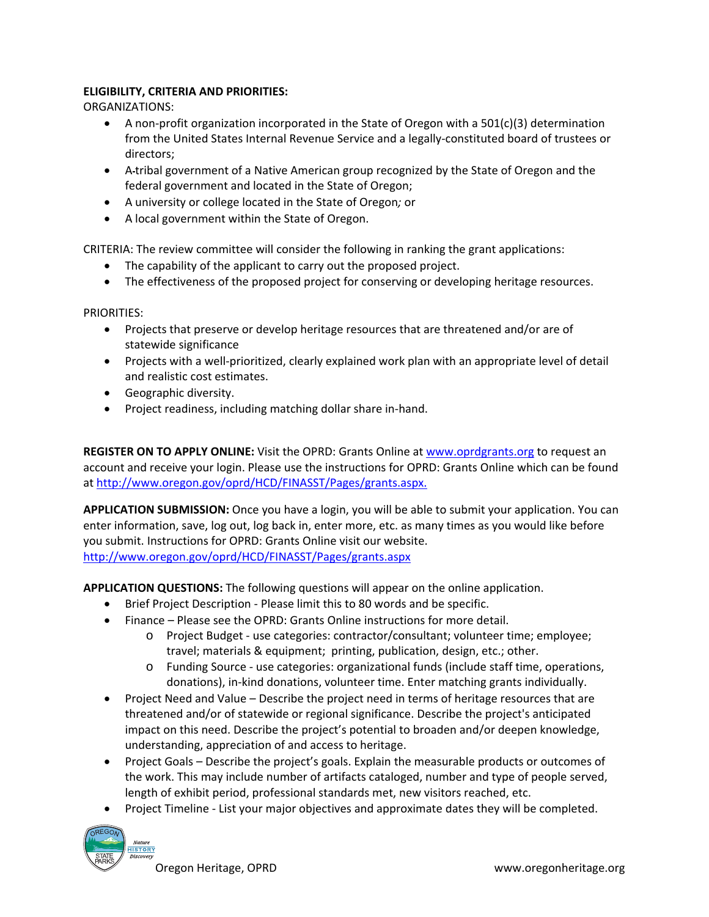**ELIGIBILITY, CRITERIA AND PRIORITIES:**

ORGANIZATIONS:

- A non-profit organization incorporated in the State of Oregon with a 501(c)(3) determination from the United States Internal Revenue Service and a legally-constituted board of trustees or directors;
- A tribal government of a Native American group recognized by the State of Oregon and the federal government and located in the State of Oregon;
- A university or college located in the State of Oregon; or
- A local government within the State of Oregon.

CRITERIA: The review committee will consider the following in ranking the grant applications:

- The capability of the applicant to carry out the proposed project.
- The effectiveness of the proposed project for conserving or developing heritage resources.

PRIORITIES:

- Projects that preserve or develop heritage resources that are threatened and/or are of statewide significance
- Projects with a well-prioritized, clearly explained work plan with an appropriate level of detail and realistic cost estimates.
- Geographic diversity.
- Project readiness, including matching dollar share in-hand.

**REGISTER ON TO APPLY ONLINE:** Visit the OPRD: Grants Online at [www.oprdgrants.org](http://www.oprdgrants.org) to request an account and receive your login. Please use the instructions for OPRD: Grants Online which can be found at [http://www.oregon.gov/oprd/HCD/FINASST/Pages/grants.aspx.](http://www.oregon.gov/oprd/HCD/FINASST/Pages/grants.aspx)

**APPLICATION SUBMISSION:** Once you have a login, you will be able to submit your application. You can enter information, save, log out, log back in, enter more, etc. as many times as you would like before you submit. Instructions for OPRD: Grants Online visit our website.
[http://www.oregon.gov/oprd/HCD/FINASST/Pages/grants.aspx](http://www.oregon.gov/oprd/HCD/FINASST/Pages/grants.aspx)

**APPLICATION QUESTIONS:** The following questions will appear on the online application.

- Brief Project Description - Please limit this to 80 words and be specific.
- Finance – Please see the OPRD: Grants Online instructions for more detail.
  - Project Budget - use categories: contractor/consultant; volunteer time; employee; travel; materials & equipment; printing, publication, design, etc.; other.
  - Funding Source - use categories: organizational funds (include staff time, operations, donations), in-kind donations, volunteer time. Enter matching grants individually.
- Project Need and Value – Describe the project need in terms of heritage resources that are threatened and/or of statewide or regional significance. Describe the project's anticipated impact on this need. Describe the project's potential to broaden and/or deepen knowledge, understanding, appreciation of and access to heritage.
- Project Goals – Describe the project's goals. Explain the measurable products or outcomes of the work. This may include number of artifacts cataloged, number and type of people served, length of exhibit period, professional standards met, new visitors reached, etc.
- Project Timeline - List your major objectives and approximate dates they will be completed.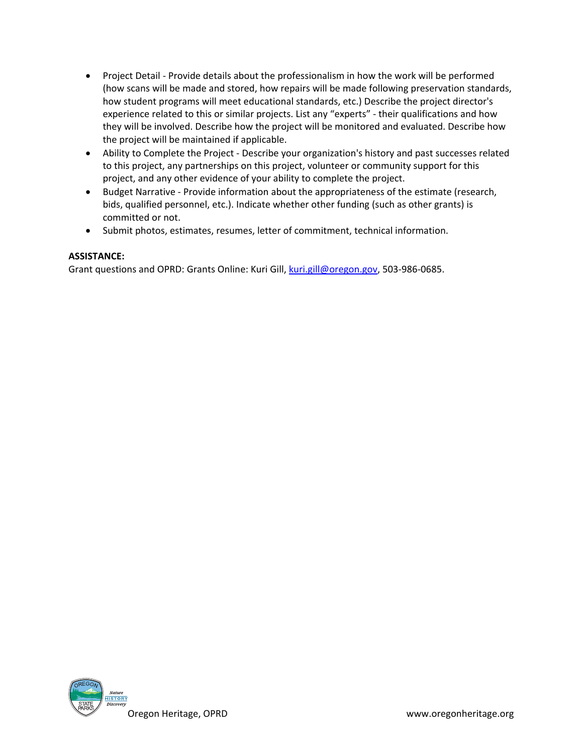- Project Detail - Provide details about the professionalism in how the work will be performed (how scans will be made and stored, how repairs will be made following preservation standards, how student programs will meet educational standards, etc.) Describe the project director's experience related to this or similar projects. List any "experts" - their qualifications and how they will be involved. Describe how the project will be monitored and evaluated. Describe how the project will be maintained if applicable.
- Ability to Complete the Project - Describe your organization's history and past successes related to this project, any partnerships on this project, volunteer or community support for this project, and any other evidence of your ability to complete the project.
- Budget Narrative - Provide information about the appropriateness of the estimate (research, bids, qualified personnel, etc.). Indicate whether other funding (such as other grants) is committed or not.
- Submit photos, estimates, resumes, letter of commitment, technical information.

**ASSISTANCE:**

Grant questions and OPRD: Grants Online: Kuri Gill, kuri.gill@oregon.gov, 503-986-0685.